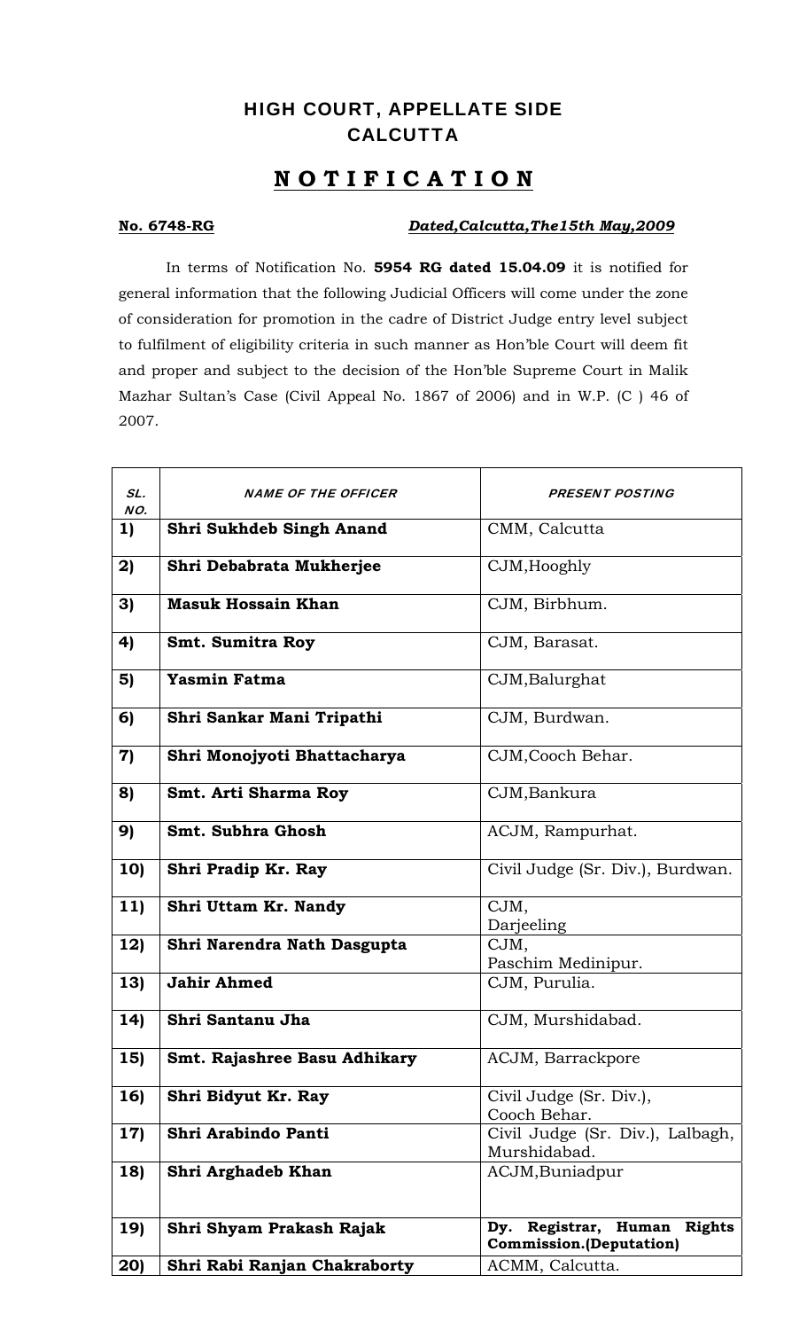## HIGH COURT, APPELLATE SIDE
## CALCUTTA

# N O T I F I C A T I O N

**No. 6748-RG** ***Dated,Calcutta,The15th May,2009***

In terms of Notification No. **5954 RG dated 15.04.09** it is notified for general information that the following Judicial Officers will come under the zone of consideration for promotion in the cadre of District Judge entry level subject to fulfilment of eligibility criteria in such manner as Hon'ble Court will deem fit and proper and subject to the decision of the Hon'ble Supreme Court in Malik Mazhar Sultan's Case (Civil Appeal No. 1867 of 2006) and in W.P. (C ) 46 of 2007.

| *SL. NO.* | *NAME OF THE OFFICER* | *PRESENT POSTING* |
|---|---|---|
| **1)** | **Shri Sukhdeb Singh Anand** | CMM, Calcutta |
| **2)** | **Shri Debabrata Mukherjee** | CJM,Hooghly |
| **3)** | **Masuk Hossain Khan** | CJM, Birbhum. |
| **4)** | **Smt. Sumitra Roy** | CJM, Barasat. |
| **5)** | **Yasmin Fatma** | CJM,Balurghat |
| **6)** | **Shri Sankar Mani Tripathi** | CJM, Burdwan. |
| **7)** | **Shri Monojyoti Bhattacharya** | CJM,Cooch Behar. |
| **8)** | **Smt. Arti Sharma Roy** | CJM,Bankura |
| **9)** | **Smt. Subhra Ghosh** | ACJM, Rampurhat. |
| **10)** | **Shri Pradip Kr. Ray** | Civil Judge (Sr. Div.), Burdwan. |
| **11)** | **Shri Uttam Kr. Nandy** | CJM, Darjeeling |
| **12)** | **Shri Narendra Nath Dasgupta** | CJM, Paschim Medinipur. |
| **13)** | **Jahir Ahmed** | CJM, Purulia. |
| **14)** | **Shri Santanu Jha** | CJM, Murshidabad. |
| **15)** | **Smt. Rajashree Basu Adhikary** | ACJM, Barrackpore |
| **16)** | **Shri Bidyut Kr. Ray** | Civil Judge (Sr. Div.), Cooch Behar. |
| **17)** | **Shri Arabindo Panti** | Civil Judge (Sr. Div.), Lalbagh, Murshidabad. |
| **18)** | **Shri Arghadeb Khan** | ACJM,Buniadpur |
| **19)** | **Shri Shyam Prakash Rajak** | **Dy. Registrar, Human Rights Commission.(Deputation)** |
| **20)** | **Shri Rabi Ranjan Chakraborty** | ACMM, Calcutta. |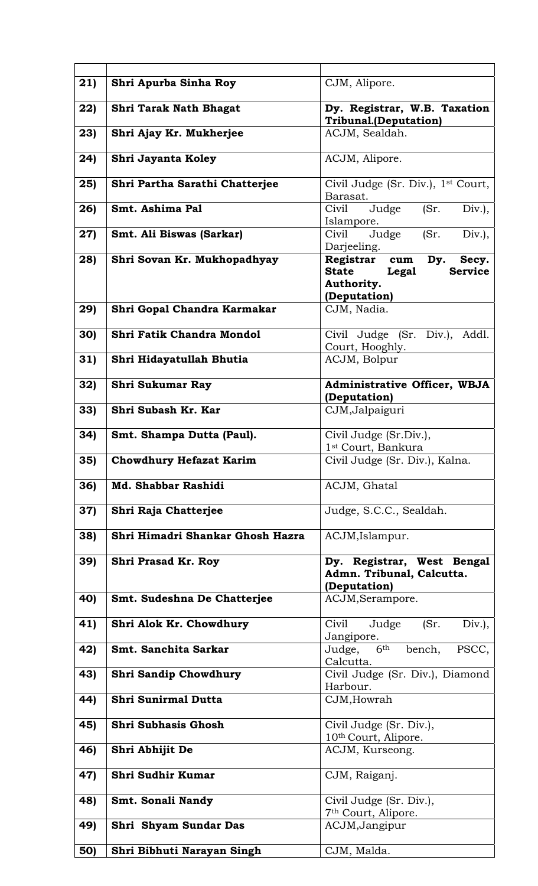| | | |
|---|---|---|
| **21)** | **Shri Apurba Sinha Roy** | CJM, Alipore. |
| **22)** | **Shri Tarak Nath Bhagat** | **Dy. Registrar, W.B. Taxation Tribunal.(Deputation)** |
| **23)** | **Shri Ajay Kr. Mukherjee** | ACJM, Sealdah. |
| **24)** | **Shri Jayanta Koley** | ACJM, Alipore. |
| **25)** | **Shri Partha Sarathi Chatterjee** | Civil Judge (Sr. Div.), 1st Court, Barasat. |
| **26)** | **Smt. Ashima Pal** | Civil Judge (Sr. Div.), Islampore. |
| **27)** | **Smt. Ali Biswas (Sarkar)** | Civil Judge (Sr. Div.), Darjeeling. |
| **28)** | **Shri Sovan Kr. Mukhopadhyay** | **Registrar cum Dy. Secy. State Legal Service Authority. (Deputation)** |
| **29)** | **Shri Gopal Chandra Karmakar** | CJM, Nadia. |
| **30)** | **Shri Fatik Chandra Mondol** | Civil Judge (Sr. Div.), Addl. Court, Hooghly. |
| **31)** | **Shri Hidayatullah Bhutia** | ACJM, Bolpur |
| **32)** | **Shri Sukumar Ray** | **Administrative Officer, WBJA (Deputation)** |
| **33)** | **Shri Subash Kr. Kar** | CJM,Jalpaiguri |
| **34)** | **Smt. Shampa Dutta (Paul).** | Civil Judge (Sr.Div.), 1st Court, Bankura |
| **35)** | **Chowdhury Hefazat Karim** | Civil Judge (Sr. Div.), Kalna. |
| **36)** | **Md. Shabbar Rashidi** | ACJM, Ghatal |
| **37)** | **Shri Raja Chatterjee** | Judge, S.C.C., Sealdah. |
| **38)** | **Shri Himadri Shankar Ghosh Hazra** | ACJM,Islampur. |
| **39)** | **Shri Prasad Kr. Roy** | **Dy. Registrar, West Bengal Admn. Tribunal, Calcutta. (Deputation)** |
| **40)** | **Smt. Sudeshna De Chatterjee** | ACJM,Serampore. |
| **41)** | **Shri Alok Kr. Chowdhury** | Civil Judge (Sr. Div.), Jangipore. |
| **42)** | **Smt. Sanchita Sarkar** | Judge, 6th bench, PSCC, Calcutta. |
| **43)** | **Shri Sandip Chowdhury** | Civil Judge (Sr. Div.), Diamond Harbour. |
| **44)** | **Shri Sunirmal Dutta** | CJM,Howrah |
| **45)** | **Shri Subhasis Ghosh** | Civil Judge (Sr. Div.), 10th Court, Alipore. |
| **46)** | **Shri Abhijit De** | ACJM, Kurseong. |
| **47)** | **Shri Sudhir Kumar** | CJM, Raiganj. |
| **48)** | **Smt. Sonali Nandy** | Civil Judge (Sr. Div.), 7th Court, Alipore. |
| **49)** | **Shri Shyam Sundar Das** | ACJM,Jangipur |
| **50)** | **Shri Bibhuti Narayan Singh** | CJM, Malda. |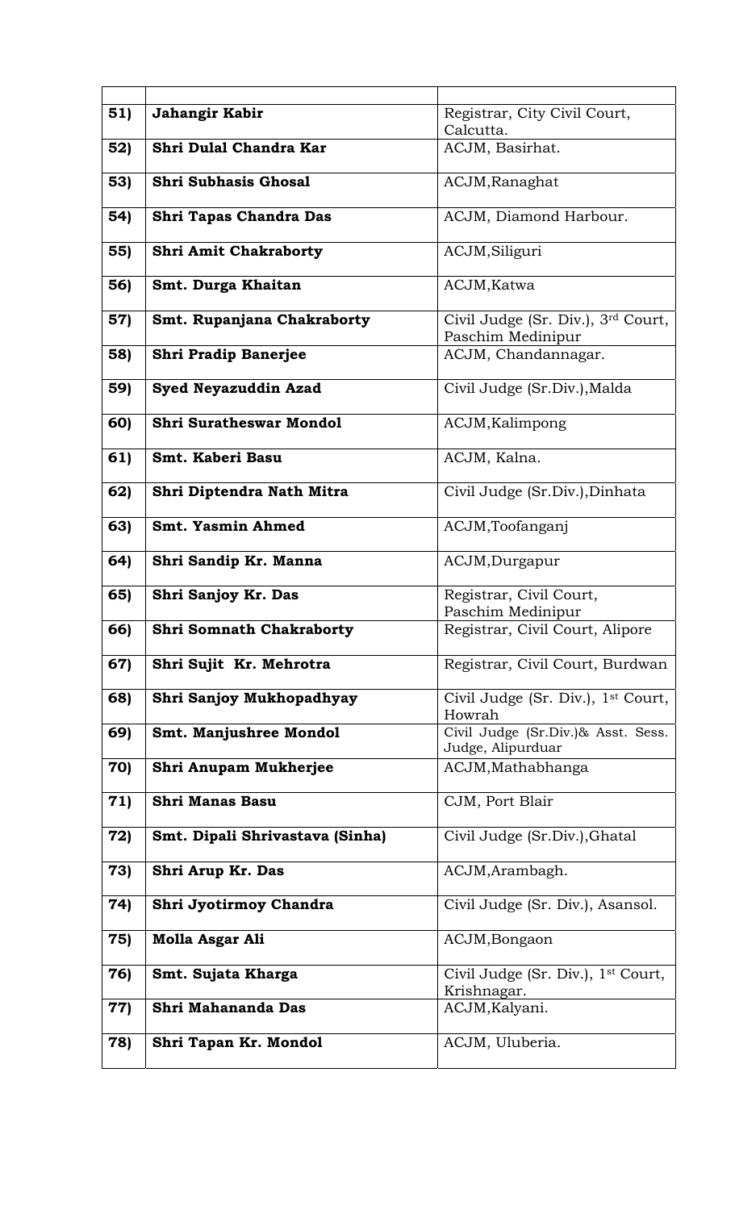| | | |
|---|---|---|
| 51) | **Jahangir Kabir** | Registrar, City Civil Court, Calcutta. |
| 52) | **Shri Dulal Chandra Kar** | ACJM, Basirhat. |
| 53) | **Shri Subhasis Ghosal** | ACJM,Ranaghat |
| 54) | **Shri Tapas Chandra Das** | ACJM, Diamond Harbour. |
| 55) | **Shri Amit Chakraborty** | ACJM,Siliguri |
| 56) | **Smt. Durga Khaitan** | ACJM,Katwa |
| 57) | **Smt. Rupanjana Chakraborty** | Civil Judge (Sr. Div.), 3rd Court, Paschim Medinipur |
| 58) | **Shri Pradip Banerjee** | ACJM, Chandannagar. |
| 59) | **Syed Neyazuddin Azad** | Civil Judge (Sr.Div.),Malda |
| 60) | **Shri Suratheswar Mondol** | ACJM,Kalimpong |
| 61) | **Smt. Kaberi Basu** | ACJM, Kalna. |
| 62) | **Shri Diptendra Nath Mitra** | Civil Judge (Sr.Div.),Dinhata |
| 63) | **Smt. Yasmin Ahmed** | ACJM,Toofanganj |
| 64) | **Shri Sandip Kr. Manna** | ACJM,Durgapur |
| 65) | **Shri Sanjoy Kr. Das** | Registrar, Civil Court, Paschim Medinipur |
| 66) | **Shri Somnath Chakraborty** | Registrar, Civil Court, Alipore |
| 67) | **Shri Sujit Kr. Mehrotra** | Registrar, Civil Court, Burdwan |
| 68) | **Shri Sanjoy Mukhopadhyay** | Civil Judge (Sr. Div.), 1st Court, Howrah |
| 69) | **Smt. Manjushree Mondol** | Civil Judge (Sr.Div.)& Asst. Sess. Judge, Alipurduar |
| 70) | **Shri Anupam Mukherjee** | ACJM,Mathabhanga |
| 71) | **Shri Manas Basu** | CJM, Port Blair |
| 72) | **Smt. Dipali Shrivastava (Sinha)** | Civil Judge (Sr.Div.),Ghatal |
| 73) | **Shri Arup Kr. Das** | ACJM,Arambagh. |
| 74) | **Shri Jyotirmoy Chandra** | Civil Judge (Sr. Div.), Asansol. |
| 75) | **Molla Asgar Ali** | ACJM,Bongaon |
| 76) | **Smt. Sujata Kharga** | Civil Judge (Sr. Div.), 1st Court, Krishnagar. |
| 77) | **Shri Mahananda Das** | ACJM,Kalyani. |
| 78) | **Shri Tapan Kr. Mondol** | ACJM, Uluberia. |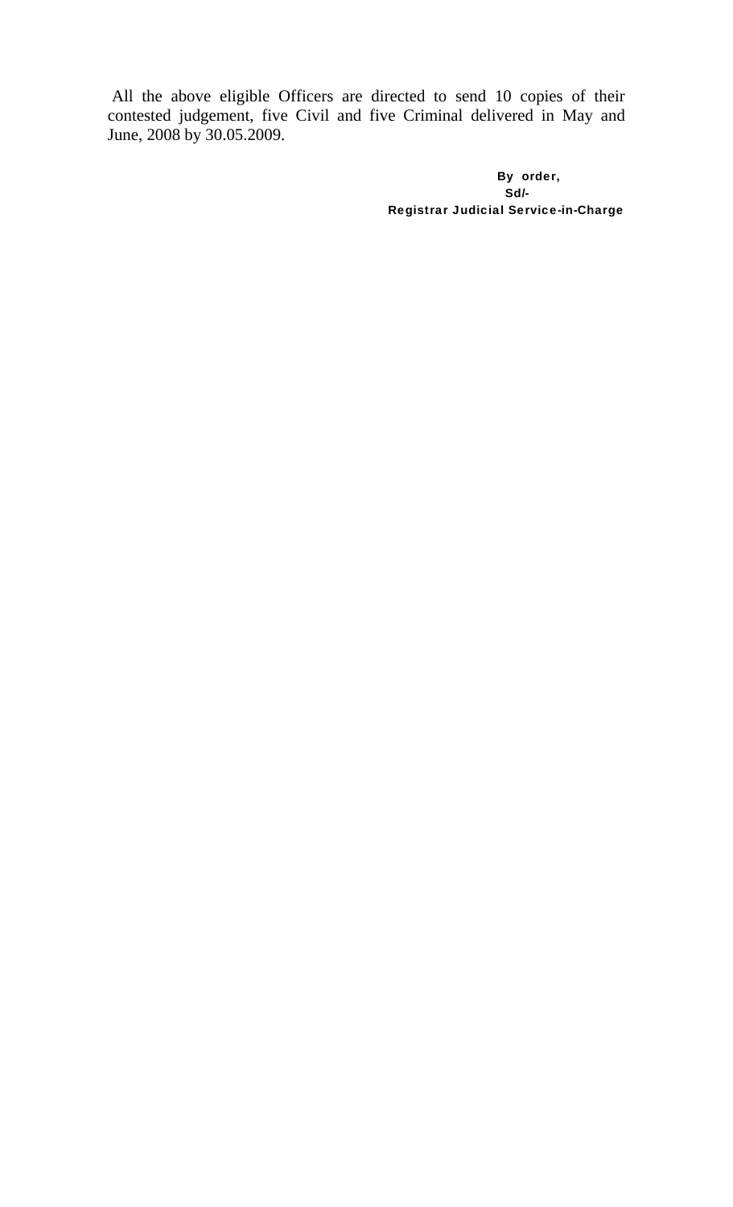All the above eligible Officers are directed to send 10 copies of their contested judgement, five Civil and five Criminal delivered in May and June, 2008 by 30.05.2009.

**By order,**
**Sd/-**
**Registrar Judicial Service-in-Charge**